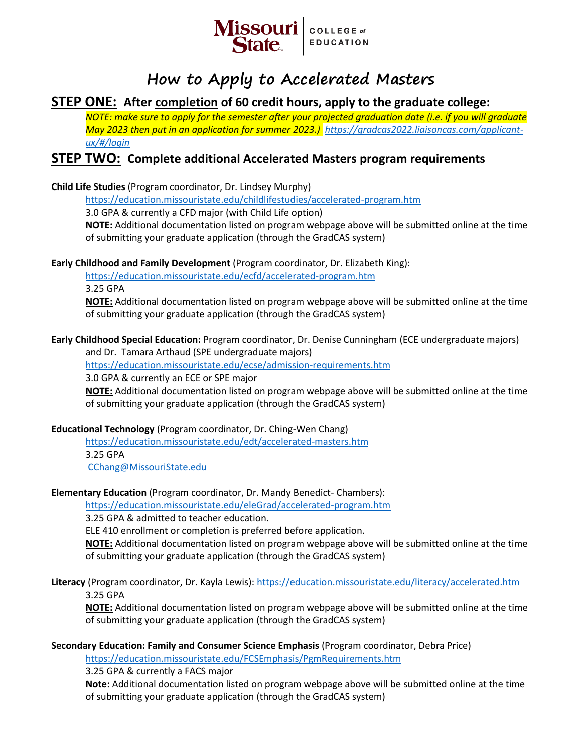Missouri State | COLLEGE of EDUCATION

# How to Apply to Accelerated Masters

## STEP ONE: After completion of 60 credit hours, apply to the graduate college:

*NOTE: make sure to apply for the semester after your projected graduation date (i.e. if you will graduate May 2023 then put in an application for summer 2023.)* *https://gradcas2022.liaisoncas.com/applicant-ux/#/login*

## STEP TWO: Complete additional Accelerated Masters program requirements

**Child Life Studies** (Program coordinator, Dr. Lindsey Murphy)

https://education.missouristate.edu/childlifestudies/accelerated-program.htm
3.0 GPA & currently a CFD major (with Child Life option)
**NOTE:** Additional documentation listed on program webpage above will be submitted online at the time of submitting your graduate application (through the GradCAS system)

**Early Childhood and Family Development** (Program coordinator, Dr. Elizabeth King):

https://education.missouristate.edu/ecfd/accelerated-program.htm
3.25 GPA
**NOTE:** Additional documentation listed on program webpage above will be submitted online at the time of submitting your graduate application (through the GradCAS system)

**Early Childhood Special Education:** Program coordinator, Dr. Denise Cunningham (ECE undergraduate majors) and Dr. Tamara Arthaud (SPE undergraduate majors)

https://education.missouristate.edu/ecse/admission-requirements.htm
3.0 GPA & currently an ECE or SPE major
**NOTE:** Additional documentation listed on program webpage above will be submitted online at the time of submitting your graduate application (through the GradCAS system)

**Educational Technology** (Program coordinator, Dr. Ching-Wen Chang)

https://education.missouristate.edu/edt/accelerated-masters.htm
3.25 GPA
CChang@MissouriState.edu

**Elementary Education** (Program coordinator, Dr. Mandy Benedict- Chambers):

https://education.missouristate.edu/eleGrad/accelerated-program.htm
3.25 GPA & admitted to teacher education.
ELE 410 enrollment or completion is preferred before application.
**NOTE:** Additional documentation listed on program webpage above will be submitted online at the time of submitting your graduate application (through the GradCAS system)

**Literacy** (Program coordinator, Dr. Kayla Lewis): https://education.missouristate.edu/literacy/accelerated.htm

3.25 GPA
**NOTE:** Additional documentation listed on program webpage above will be submitted online at the time of submitting your graduate application (through the GradCAS system)

**Secondary Education: Family and Consumer Science Emphasis** (Program coordinator, Debra Price)

https://education.missouristate.edu/FCSEmphasis/PgmRequirements.htm
3.25 GPA & currently a FACS major
**Note:** Additional documentation listed on program webpage above will be submitted online at the time of submitting your graduate application (through the GradCAS system)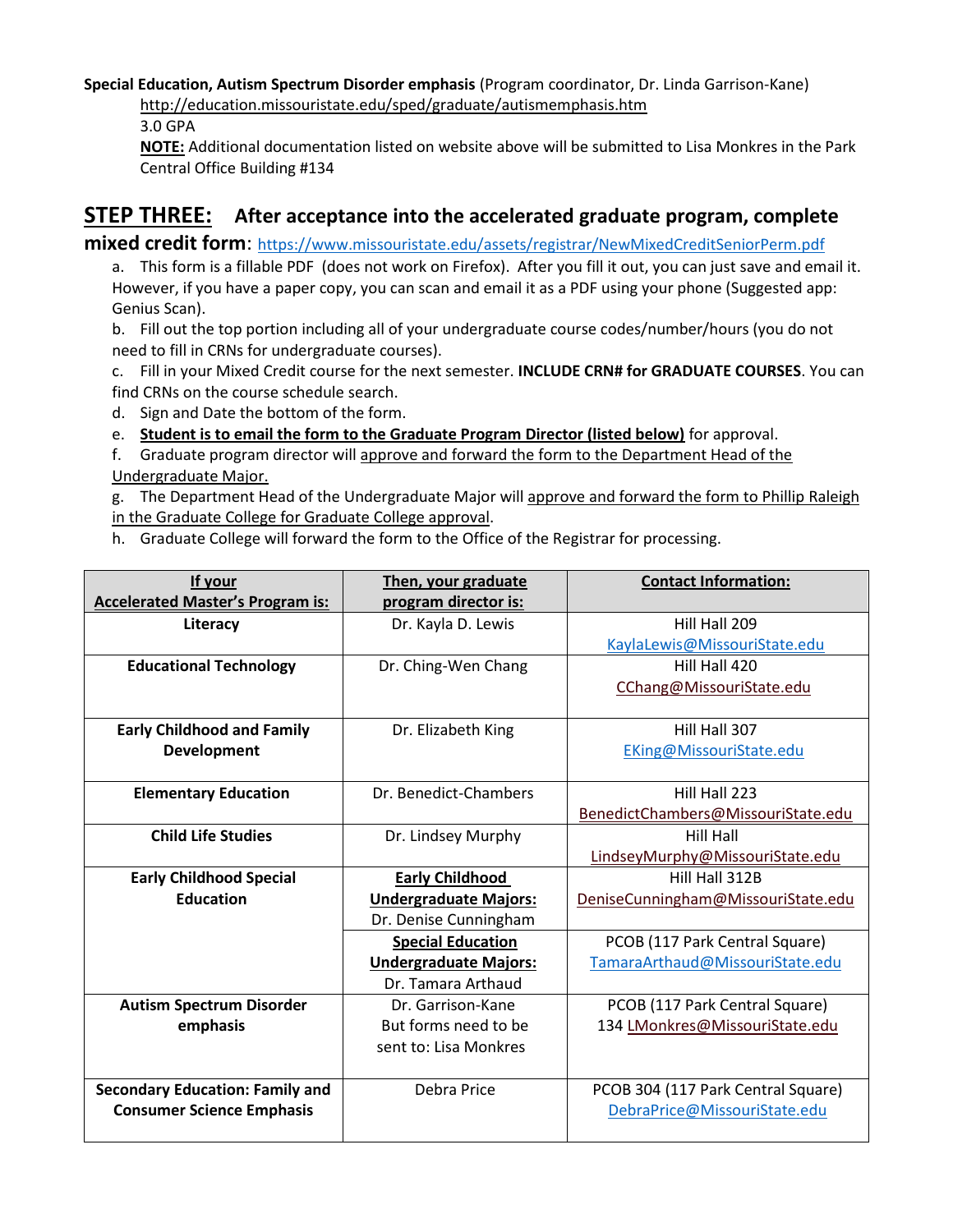**Special Education, Autism Spectrum Disorder emphasis** (Program coordinator, Dr. Linda Garrison-Kane)

http://education.missouristate.edu/sped/graduate/autismemphasis.htm

3.0 GPA

**NOTE:** Additional documentation listed on website above will be submitted to Lisa Monkres in the Park Central Office Building #134

## STEP THREE: After acceptance into the accelerated graduate program, complete mixed credit form: https://www.missouristate.edu/assets/registrar/NewMixedCreditSeniorPerm.pdf

a. This form is a fillable PDF (does not work on Firefox). After you fill it out, you can just save and email it. However, if you have a paper copy, you can scan and email it as a PDF using your phone (Suggested app: Genius Scan).

b. Fill out the top portion including all of your undergraduate course codes/number/hours (you do not need to fill in CRNs for undergraduate courses).

c. Fill in your Mixed Credit course for the next semester. **INCLUDE CRN# for GRADUATE COURSES**. You can find CRNs on the course schedule search.

d. Sign and Date the bottom of the form.

e. **Student is to email the form to the Graduate Program Director (listed below)** for approval.

f. Graduate program director will approve and forward the form to the Department Head of the Undergraduate Major.

g. The Department Head of the Undergraduate Major will approve and forward the form to Phillip Raleigh in the Graduate College for Graduate College approval.

h. Graduate College will forward the form to the Office of the Registrar for processing.

| If your Accelerated Master's Program is: | Then, your graduate program director is: | Contact Information: |
|---|---|---|
| **Literacy** | Dr. Kayla D. Lewis | Hill Hall 209 KaylaLewis@MissouriState.edu |
| **Educational Technology** | Dr. Ching-Wen Chang | Hill Hall 420 CChang@MissouriState.edu |
| **Early Childhood and Family Development** | Dr. Elizabeth King | Hill Hall 307 EKing@MissouriState.edu |
| **Elementary Education** | Dr. Benedict-Chambers | Hill Hall 223 BenedictChambers@MissouriState.edu |
| **Child Life Studies** | Dr. Lindsey Murphy | Hill Hall LindseyMurphy@MissouriState.edu |
| **Early Childhood Special Education** | **Early Childhood Undergraduate Majors:** Dr. Denise Cunningham | Hill Hall 312B DeniseCunningham@MissouriState.edu |
| | **Special Education Undergraduate Majors:** Dr. Tamara Arthaud | PCOB (117 Park Central Square) TamaraArthaud@MissouriState.edu |
| **Autism Spectrum Disorder emphasis** | Dr. Garrison-Kane But forms need to be sent to: Lisa Monkres | PCOB (117 Park Central Square) 134 LMonkres@MissouriState.edu |
| **Secondary Education: Family and Consumer Science Emphasis** | Debra Price | PCOB 304 (117 Park Central Square) DebraPrice@MissouriState.edu |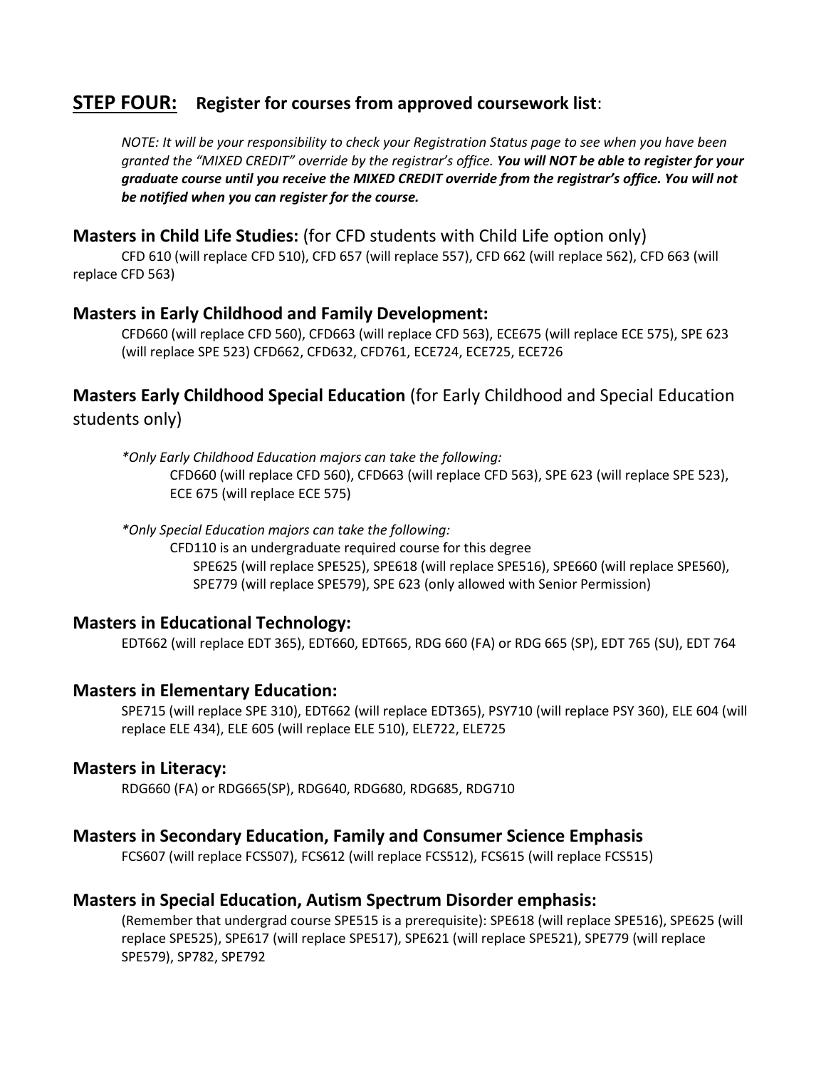## **STEP FOUR:** Register for courses from approved coursework list:

*NOTE: It will be your responsibility to check your Registration Status page to see when you have been granted the "MIXED CREDIT" override by the registrar's office.* ***You will NOT be able to register for your graduate course until you receive the MIXED CREDIT override from the registrar's office. You will not be notified when you can register for the course.***

### **Masters in Child Life Studies:** (for CFD students with Child Life option only)

CFD 610 (will replace CFD 510), CFD 657 (will replace 557), CFD 662 (will replace 562), CFD 663 (will replace CFD 563)

### **Masters in Early Childhood and Family Development:**

CFD660 (will replace CFD 560), CFD663 (will replace CFD 563), ECE675 (will replace ECE 575), SPE 623 (will replace SPE 523) CFD662, CFD632, CFD761, ECE724, ECE725, ECE726

### **Masters Early Childhood Special Education** (for Early Childhood and Special Education students only)

*\*Only Early Childhood Education majors can take the following:*

CFD660 (will replace CFD 560), CFD663 (will replace CFD 563), SPE 623 (will replace SPE 523), ECE 675 (will replace ECE 575)

*\*Only Special Education majors can take the following:*

CFD110 is an undergraduate required course for this degree

SPE625 (will replace SPE525), SPE618 (will replace SPE516), SPE660 (will replace SPE560), SPE779 (will replace SPE579), SPE 623 (only allowed with Senior Permission)

### **Masters in Educational Technology:**

EDT662 (will replace EDT 365), EDT660, EDT665, RDG 660 (FA) or RDG 665 (SP), EDT 765 (SU), EDT 764

### **Masters in Elementary Education:**

SPE715 (will replace SPE 310), EDT662 (will replace EDT365), PSY710 (will replace PSY 360), ELE 604 (will replace ELE 434), ELE 605 (will replace ELE 510), ELE722, ELE725

### **Masters in Literacy:**

RDG660 (FA) or RDG665(SP), RDG640, RDG680, RDG685, RDG710

### **Masters in Secondary Education, Family and Consumer Science Emphasis**

FCS607 (will replace FCS507), FCS612 (will replace FCS512), FCS615 (will replace FCS515)

### **Masters in Special Education, Autism Spectrum Disorder emphasis:**

(Remember that undergrad course SPE515 is a prerequisite): SPE618 (will replace SPE516), SPE625 (will replace SPE525), SPE617 (will replace SPE517), SPE621 (will replace SPE521), SPE779 (will replace SPE579), SP782, SPE792